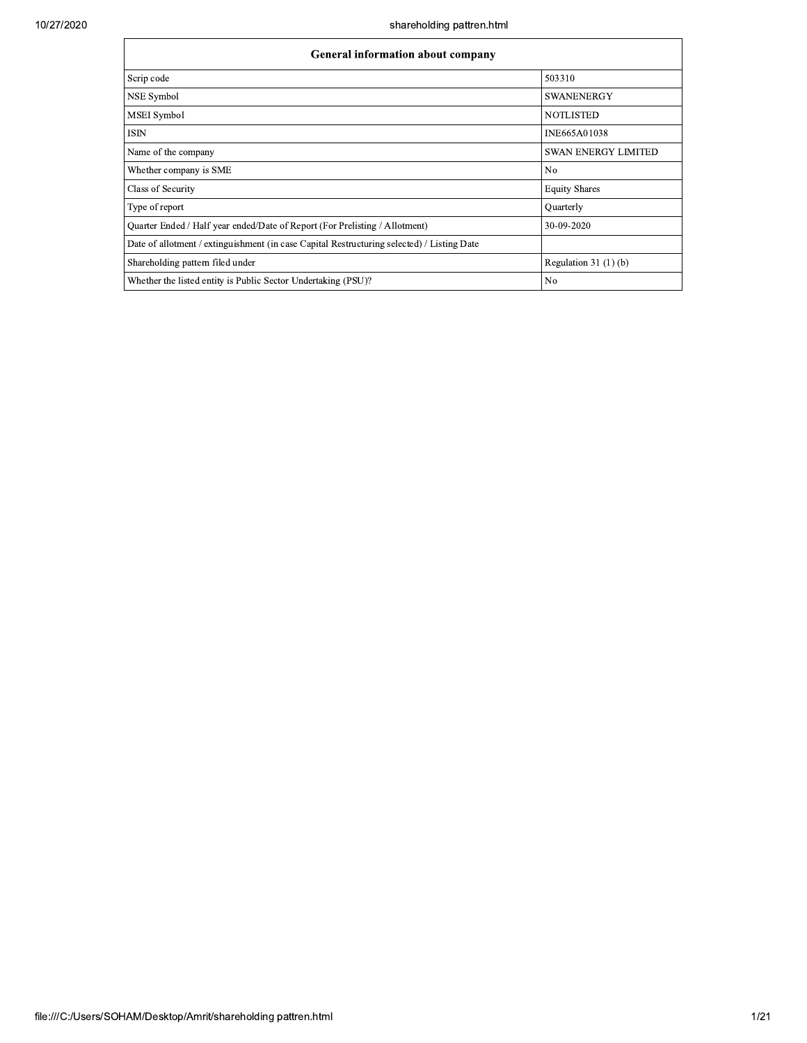| General information about company | |
|---|---|
| Scrip code | 503310 |
| NSE Symbol | SWANENERGY |
| MSEI Symbol | NOTLISTED |
| ISIN | INE665A01038 |
| Name of the company | SWAN ENERGY LIMITED |
| Whether company is SME | No |
| Class of Security | Equity Shares |
| Type of report | Quarterly |
| Quarter Ended / Half year ended/Date of Report (For Prelisting / Allotment) | 30-09-2020 |
| Date of allotment / extinguishment (in case Capital Restructuring selected) / Listing Date | |
| Shareholding pattern filed under | Regulation 31 (1) (b) |
| Whether the listed entity is Public Sector Undertaking (PSU)? | No |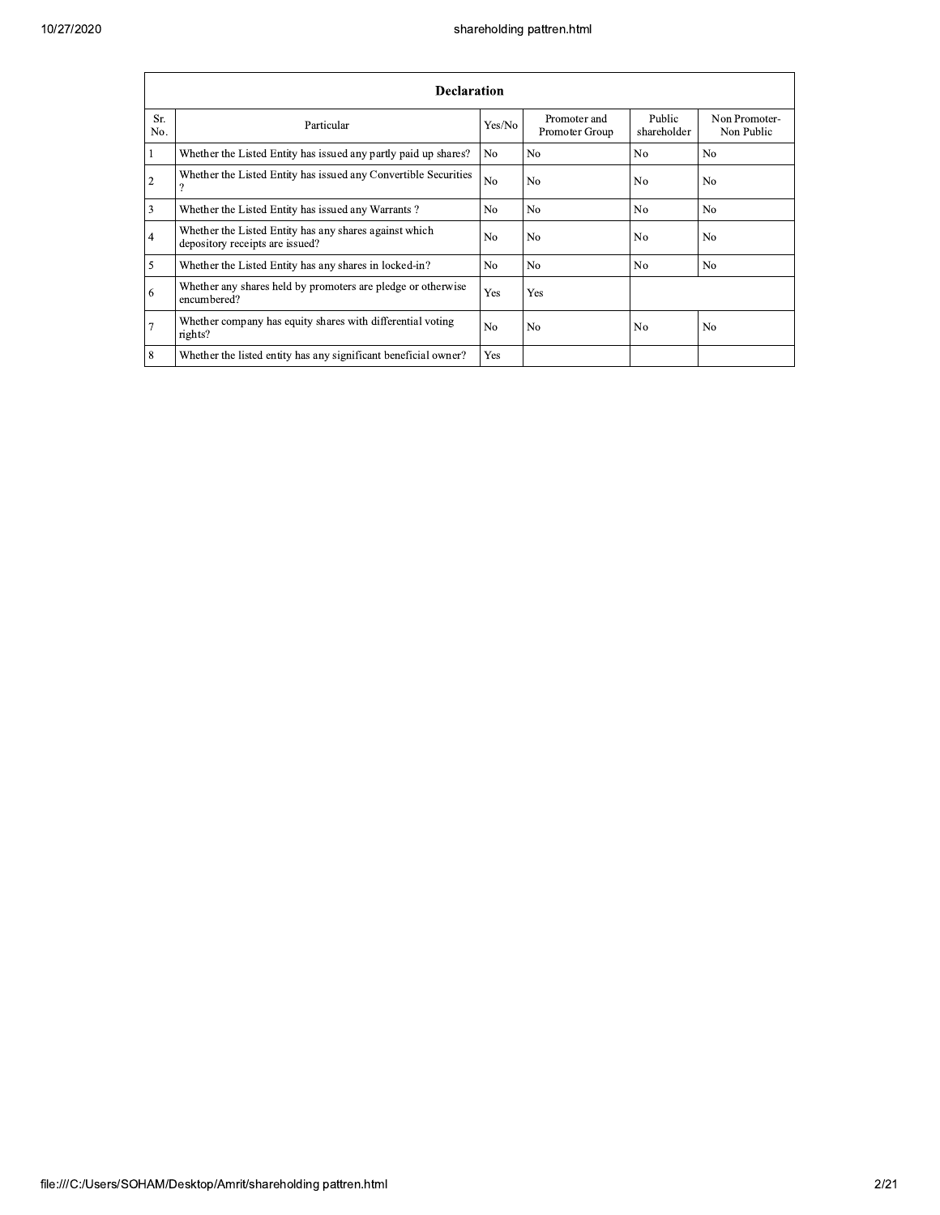| Declaration | | | | | |
|---|---|---|---|---|---|
| Sr. No. | Particular | Yes/No | Promoter and Promoter Group | Public shareholder | Non Promoter- Non Public |
| 1 | Whether the Listed Entity has issued any partly paid up shares? | No | No | No | No |
| 2 | Whether the Listed Entity has issued any Convertible Securities ? | No | No | No | No |
| 3 | Whether the Listed Entity has issued any Warrants ? | No | No | No | No |
| 4 | Whether the Listed Entity has any shares against which depository receipts are issued? | No | No | No | No |
| 5 | Whether the Listed Entity has any shares in locked-in? | No | No | No | No |
| 6 | Whether any shares held by promoters are pledge or otherwise encumbered? | Yes | Yes | | |
| 7 | Whether company has equity shares with differential voting rights? | No | No | No | No |
| 8 | Whether the listed entity has any significant beneficial owner? | Yes | | | |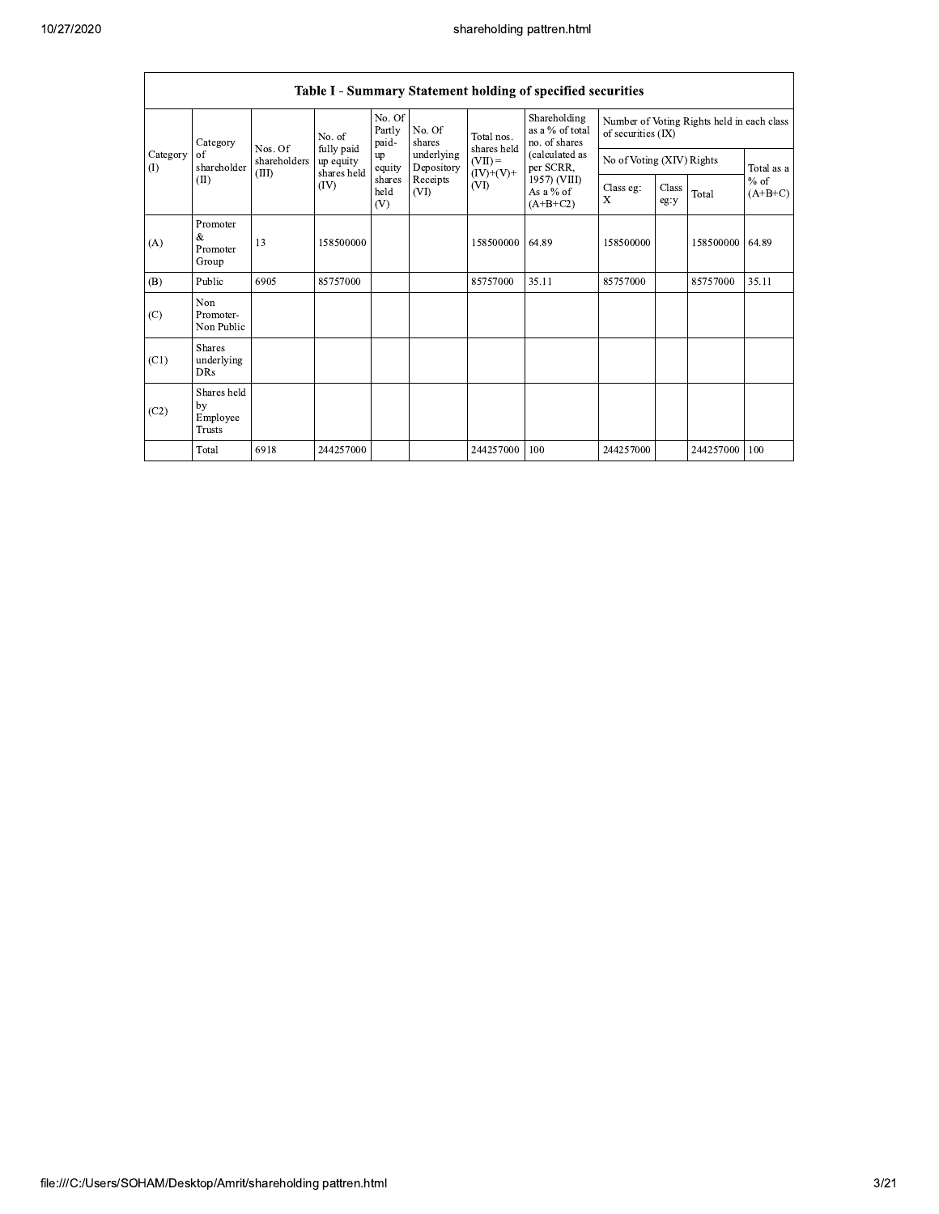| Table I - Summary Statement holding of specified securities | | | | | | | | | | | |
|---|---|---|---|---|---|---|---|---|---|---|---|
| Category (I) | Category of shareholder (II) | Nos. Of shareholders (III) | No. of fully paid up equity shares held (IV) | No. Of Partly paid-up equity shares held (V) | No. Of shares underlying Depository Receipts (VI) | Total nos. shares held (VII) = (IV)+(V)+ (VI) | Shareholding as a % of total no. of shares (calculated as per SCRR, 1957) (VIII) As a % of (A+B+C2) | Number of Voting Rights held in each class of securities (IX) | | | |
| | | | | | | | | No of Voting (XIV) Rights | | | Total as a % of (A+B+C) |
| | | | | | | | | Class eg: X | Class eg:y | Total | |
| (A) | Promoter & Promoter Group | 13 | 158500000 | | | 158500000 | 64.89 | 158500000 | | 158500000 | 64.89 |
| (B) | Public | 6905 | 85757000 | | | 85757000 | 35.11 | 85757000 | | 85757000 | 35.11 |
| (C) | Non Promoter- Non Public | | | | | | | | | | |
| (C1) | Shares underlying DRs | | | | | | | | | | |
| (C2) | Shares held by Employee Trusts | | | | | | | | | | |
| | Total | 6918 | 244257000 | | | 244257000 | 100 | 244257000 | | 244257000 | 100 |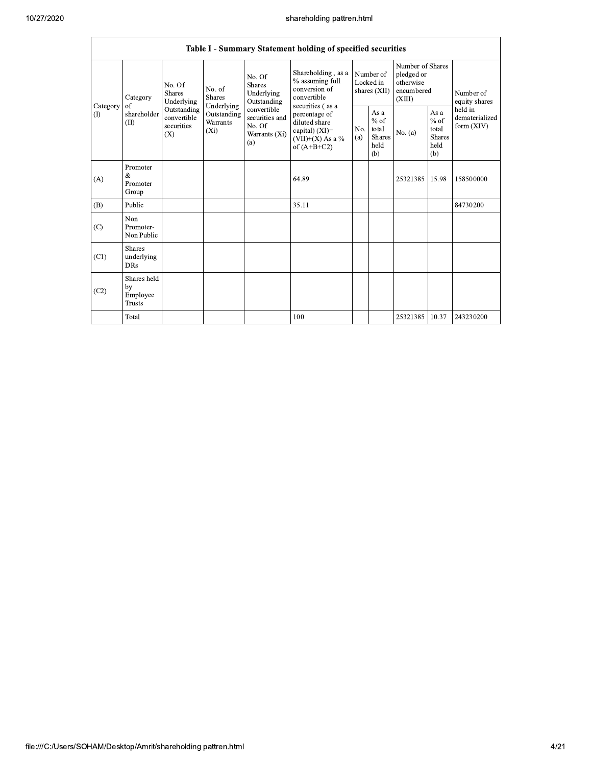| Table I - Summary Statement holding of specified securities | | | | | | | | | | |
|---|---|---|---|---|---|---|---|---|---|---|
| Category (I) | Category of shareholder (II) | No. Of Shares Underlying Outstanding convertible securities (X) | No. of Shares Underlying Outstanding Warrants (Xi) | No. Of Shares Underlying Outstanding convertible securities and No. Of Warrants (Xi) (a) | Shareholding , as a % assuming full conversion of convertible securities ( as a percentage of diluted share capital) (XI)= (VII)+(X) As a % of (A+B+C2) | Number of Locked in shares (XII) | | Number of Shares pledged or otherwise encumbered (XIII) | | Number of equity shares held in dematerialized form (XIV) |
| | | | | | | No. (a) | As a % of total Shares held (b) | No. (a) | As a % of total Shares held (b) | |
| (A) | Promoter & Promoter Group | | | | 64.89 | | | 25321385 | 15.98 | 158500000 |
| (B) | Public | | | | 35.11 | | | | | 84730200 |
| (C) | Non Promoter- Non Public | | | | | | | | | |
| (C1) | Shares underlying DRs | | | | | | | | | |
| (C2) | Shares held by Employee Trusts | | | | | | | | | |
| | Total | | | | 100 | | | 25321385 | 10.37 | 243230200 |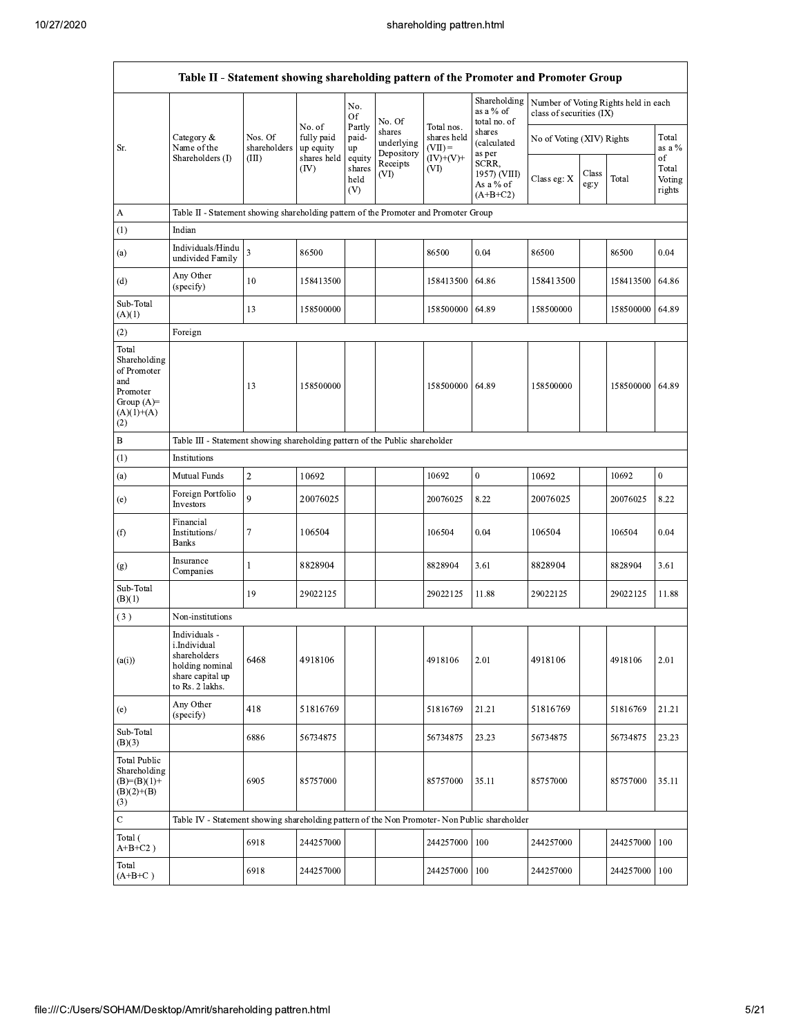| Table II - Statement showing shareholding pattern of the Promoter and Promoter Group | | | | | | | | | | | | |
|---|---|---|---|---|---|---|---|---|---|---|---|---|
| Sr. | Category & Name of the Shareholders (I) | Nos. Of shareholders (III) | No. of fully paid up equity shares held (IV) | No. Of Partly paid-up equity shares held (V) | No. Of shares underlying Depository Receipts (VI) | Total nos. shares held (VII) = (IV)+(V)+ (VI) | Shareholding as a % of total no. of shares (calculated as per SCRR, 1957) (VIII) As a % of (A+B+C2) | Number of Voting Rights held in each class of securities (IX) | | | |
| | | | | | | | | No of Voting (XIV) Rights | | | Total as a % of Total Voting rights |
| | | | | | | | | Class eg: X | Class eg:y | Total | |
| A | Table II - Statement showing shareholding pattern of the Promoter and Promoter Group | | | | | | | | | | |
| (1) | Indian | | | | | | | | | | |
| (a) | Individuals/Hindu undivided Family | 3 | 86500 | | | 86500 | 0.04 | 86500 | | 86500 | 0.04 |
| (d) | Any Other (specify) | 10 | 158413500 | | | 158413500 | 64.86 | 158413500 | | 158413500 | 64.86 |
| Sub-Total (A)(1) | | 13 | 158500000 | | | 158500000 | 64.89 | 158500000 | | 158500000 | 64.89 |
| (2) | Foreign | | | | | | | | | | |
| Total Shareholding of Promoter and Promoter Group (A)= (A)(1)+(A)(2) | | 13 | 158500000 | | | 158500000 | 64.89 | 158500000 | | 158500000 | 64.89 |
| B | Table III - Statement showing shareholding pattern of the Public shareholder | | | | | | | | | | |
| (1) | Institutions | | | | | | | | | | |
| (a) | Mutual Funds | 2 | 10692 | | | 10692 | 0 | 10692 | | 10692 | 0 |
| (e) | Foreign Portfolio Investors | 9 | 20076025 | | | 20076025 | 8.22 | 20076025 | | 20076025 | 8.22 |
| (f) | Financial Institutions/ Banks | 7 | 106504 | | | 106504 | 0.04 | 106504 | | 106504 | 0.04 |
| (g) | Insurance Companies | 1 | 8828904 | | | 8828904 | 3.61 | 8828904 | | 8828904 | 3.61 |
| Sub-Total (B)(1) | | 19 | 29022125 | | | 29022125 | 11.88 | 29022125 | | 29022125 | 11.88 |
| (3) | Non-institutions | | | | | | | | | | |
| (a(i)) | Individuals - i.Individual shareholders holding nominal share capital up to Rs. 2 lakhs. | 6468 | 4918106 | | | 4918106 | 2.01 | 4918106 | | 4918106 | 2.01 |
| (e) | Any Other (specify) | 418 | 51816769 | | | 51816769 | 21.21 | 51816769 | | 51816769 | 21.21 |
| Sub-Total (B)(3) | | 6886 | 56734875 | | | 56734875 | 23.23 | 56734875 | | 56734875 | 23.23 |
| Total Public Shareholding (B)=(B)(1)+(B)(2)+(B)(3) | | 6905 | 85757000 | | | 85757000 | 35.11 | 85757000 | | 85757000 | 35.11 |
| C | Table IV - Statement showing shareholding pattern of the Non Promoter- Non Public shareholder | | | | | | | | | | |
| Total ( A+B+C2 ) | | 6918 | 244257000 | | | 244257000 | 100 | 244257000 | | 244257000 | 100 |
| Total (A+B+C ) | | 6918 | 244257000 | | | 244257000 | 100 | 244257000 | | 244257000 | 100 |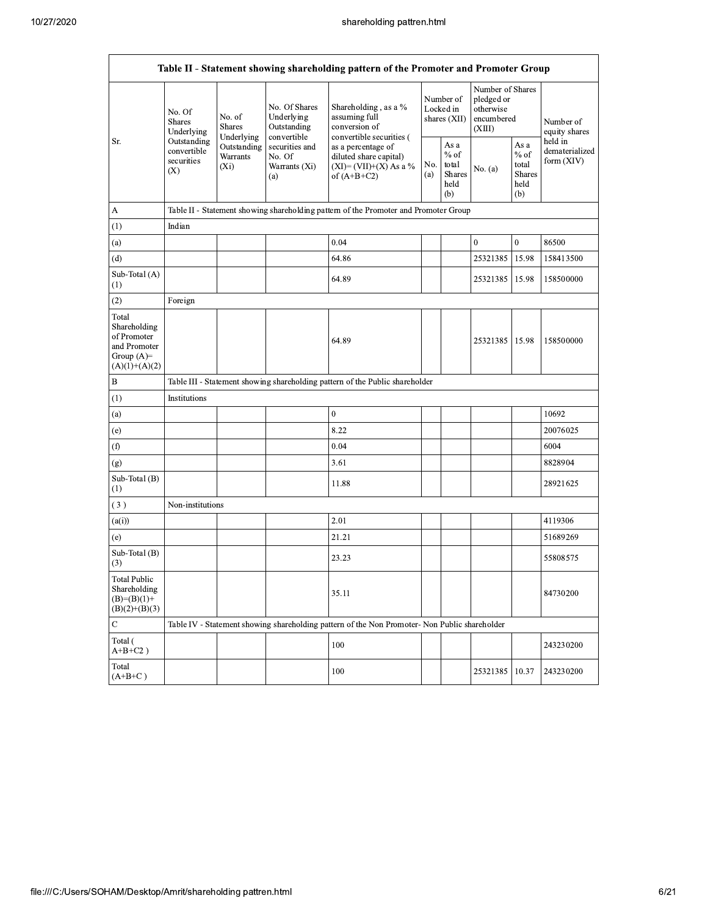| Table II - Statement showing shareholding pattern of the Promoter and Promoter Group | | | | | | | | | |
|---|---|---|---|---|---|---|---|---|---|
| Sr. | No. Of Shares Underlying Outstanding convertible securities (X) | No. of Shares Underlying Outstanding Warrants (Xi) | No. Of Shares Underlying Outstanding convertible securities and No. Of Warrants (Xi) (a) | Shareholding , as a % assuming full conversion of convertible securities ( as a percentage of diluted share capital) (XI)= (VII)+(X) As a % of (A+B+C2) | Number of Locked in shares (XII) | | Number of Shares pledged or otherwise encumbered (XIII) | | Number of equity shares held in dematerialized form (XIV) |
| | | | | | No. (a) | As a % of total Shares held (b) | No. (a) | As a % of total Shares held (b) | |
| A | Table II - Statement showing shareholding pattern of the Promoter and Promoter Group | | | | | | | | |
| (1) | Indian | | | | | | | | |
| (a) | | | | 0.04 | | | 0 | 0 | 86500 |
| (d) | | | | 64.86 | | | 25321385 | 15.98 | 158413500 |
| Sub-Total (A) (1) | | | | 64.89 | | | 25321385 | 15.98 | 158500000 |
| (2) | Foreign | | | | | | | | |
| Total Shareholding of Promoter and Promoter Group (A)= (A)(1)+(A)(2) | | | | 64.89 | | | 25321385 | 15.98 | 158500000 |
| B | Table III - Statement showing shareholding pattern of the Public shareholder | | | | | | | | |
| (1) | Institutions | | | | | | | | |
| (a) | | | | 0 | | | | | 10692 |
| (e) | | | | 8.22 | | | | | 20076025 |
| (f) | | | | 0.04 | | | | | 6004 |
| (g) | | | | 3.61 | | | | | 8828904 |
| Sub-Total (B) (1) | | | | 11.88 | | | | | 28921625 |
| ( 3 ) | Non-institutions | | | | | | | | |
| (a(i)) | | | | 2.01 | | | | | 4119306 |
| (e) | | | | 21.21 | | | | | 51689269 |
| Sub-Total (B) (3) | | | | 23.23 | | | | | 55808575 |
| Total Public Shareholding (B)=(B)(1)+ (B)(2)+(B)(3) | | | | 35.11 | | | | | 84730200 |
| C | Table IV - Statement showing shareholding pattern of the Non Promoter- Non Public shareholder | | | | | | | | |
| Total ( A+B+C2 ) | | | | 100 | | | | | 243230200 |
| Total (A+B+C ) | | | | 100 | | | 25321385 | 10.37 | 243230200 |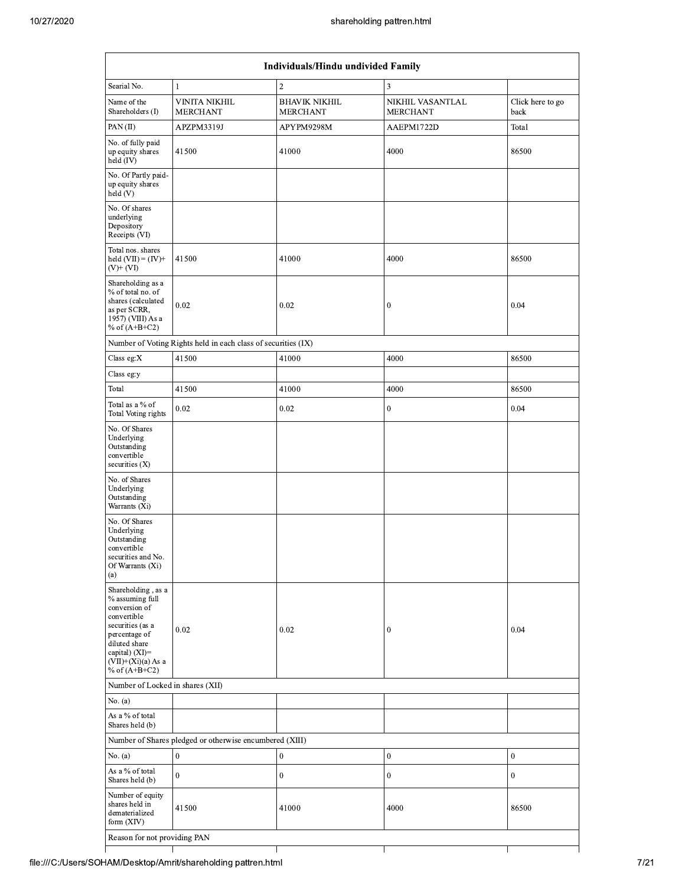| Individuals/Hindu undivided Family | | | | |
|---|---|---|---|---|
| Searial No. | 1 | 2 | 3 | |
| Name of the Shareholders (I) | VINITA NIKHIL MERCHANT | BHAVIK NIKHIL MERCHANT | NIKHIL VASANTLAL MERCHANT | Click here to go back |
| PAN (II) | APZPM3319J | APYPM9298M | AAEPM1722D | Total |
| No. of fully paid up equity shares held (IV) | 41500 | 41000 | 4000 | 86500 |
| No. Of Partly paid-up equity shares held (V) | | | | |
| No. Of shares underlying Depository Receipts (VI) | | | | |
| Total nos. shares held (VII) = (IV)+(V)+ (VI) | 41500 | 41000 | 4000 | 86500 |
| Shareholding as a % of total no. of shares (calculated as per SCRR, 1957) (VIII) As a % of (A+B+C2) | 0.02 | 0.02 | 0 | 0.04 |
| Number of Voting Rights held in each class of securities (IX) | | | | |
| Class eg:X | 41500 | 41000 | 4000 | 86500 |
| Class eg:y | | | | |
| Total | 41500 | 41000 | 4000 | 86500 |
| Total as a % of Total Voting rights | 0.02 | 0.02 | 0 | 0.04 |
| No. Of Shares Underlying Outstanding convertible securities (X) | | | | |
| No. of Shares Underlying Outstanding Warrants (Xi) | | | | |
| No. Of Shares Underlying Outstanding convertible securities and No. Of Warrants (Xi) (a) | | | | |
| Shareholding , as a % assuming full conversion of convertible securities (as a percentage of diluted share capital) (XI)= (VII)+(Xi)(a) As a % of (A+B+C2) | 0.02 | 0.02 | 0 | 0.04 |
| Number of Locked in shares (XII) | | | | |
| No. (a) | | | | |
| As a % of total Shares held (b) | | | | |
| Number of Shares pledged or otherwise encumbered (XIII) | | | | |
| No. (a) | 0 | 0 | 0 | 0 |
| As a % of total Shares held (b) | 0 | 0 | 0 | 0 |
| Number of equity shares held in dematerialized form (XIV) | 41500 | 41000 | 4000 | 86500 |
| Reason for not providing PAN | | | | |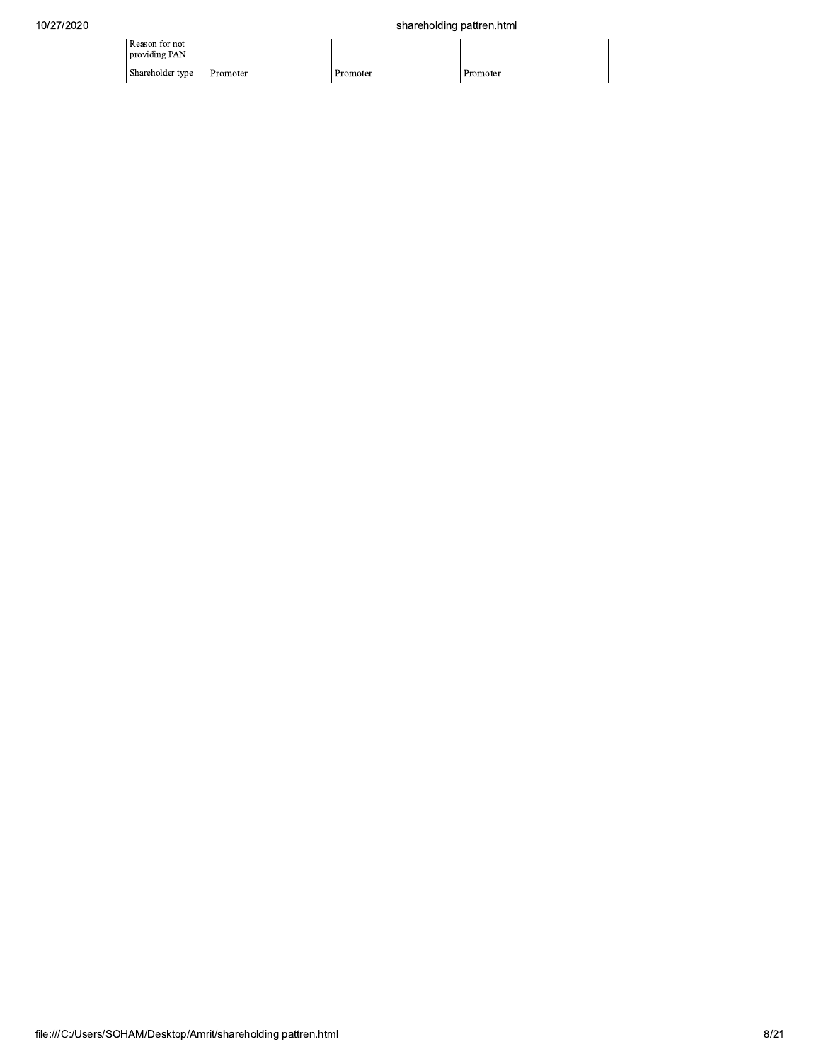| | | | | |
|---|---|---|---|---|
| Reason for not providing PAN | | | | |
| Shareholder type | Promoter | Promoter | Promoter | |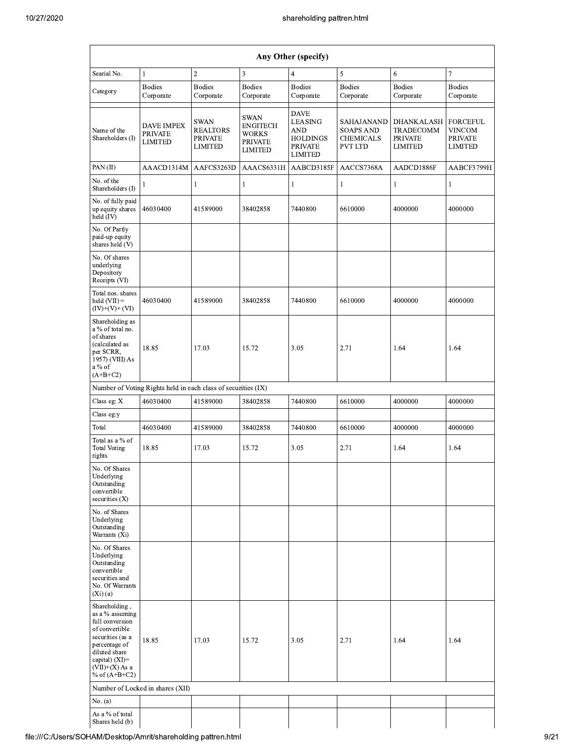| Any Other (specify) | | | | | | | |
|---|---|---|---|---|---|---|---|
| Searial No. | 1 | 2 | 3 | 4 | 5 | 6 | 7 |
| Category | Bodies Corporate | Bodies Corporate | Bodies Corporate | Bodies Corporate | Bodies Corporate | Bodies Corporate | Bodies Corporate |
| Name of the Shareholders (I) | DAVE IMPEX PRIVATE LIMITED | SWAN REALTORS PRIVATE LIMITED | SWAN ENGITECH WORKS PRIVATE LIMITED | DAVE LEASING AND HOLDINGS PRIVATE LIMITED | SAHAJANAND SOAPS AND CHEMICALS PVT LTD | DHANKALASH TRADECOMM PRIVATE LIMITED | FORCEFUL VINCOM PRIVATE LIMITED |
| PAN (II) | AAACD1314M | AAFCS3263D | AAACS6331H | AABCD3185F | AACCS7368A | AADCD1886F | AABCF3799H |
| No. of the Shareholders (I) | 1 | 1 | 1 | 1 | 1 | 1 | 1 |
| No. of fully paid up equity shares held (IV) | 46030400 | 41589000 | 38402858 | 7440800 | 6610000 | 4000000 | 4000000 |
| No. Of Partly paid-up equity shares held (V) | | | | | | | |
| No. Of shares underlying Depository Receipts (VI) | | | | | | | |
| Total nos. shares held (VII) = (IV)+(V)+ (VI) | 46030400 | 41589000 | 38402858 | 7440800 | 6610000 | 4000000 | 4000000 |
| Shareholding as a % of total no. of shares (calculated as per SCRR, 1957) (VIII) As a % of (A+B+C2) | 18.85 | 17.03 | 15.72 | 3.05 | 2.71 | 1.64 | 1.64 |
| Number of Voting Rights held in each class of securities (IX) | | | | | | | |
| Class eg: X | 46030400 | 41589000 | 38402858 | 7440800 | 6610000 | 4000000 | 4000000 |
| Class eg:y | | | | | | | |
| Total | 46030400 | 41589000 | 38402858 | 7440800 | 6610000 | 4000000 | 4000000 |
| Total as a % of Total Voting rights | 18.85 | 17.03 | 15.72 | 3.05 | 2.71 | 1.64 | 1.64 |
| No. Of Shares Underlying Outstanding convertible securities (X) | | | | | | | |
| No. of Shares Underlying Outstanding Warrants (Xi) | | | | | | | |
| No. Of Shares Underlying Outstanding convertible securities and No. Of Warrants (Xi) (a) | | | | | | | |
| Shareholding , as a % assuming full conversion of convertible securities (as a percentage of diluted share capital) (XI)= (VII)+(X) As a % of (A+B+C2) | 18.85 | 17.03 | 15.72 | 3.05 | 2.71 | 1.64 | 1.64 |
| Number of Locked in shares (XII) | | | | | | | |
| No. (a) | | | | | | | |
| As a % of total Shares held (b) | | | | | | | |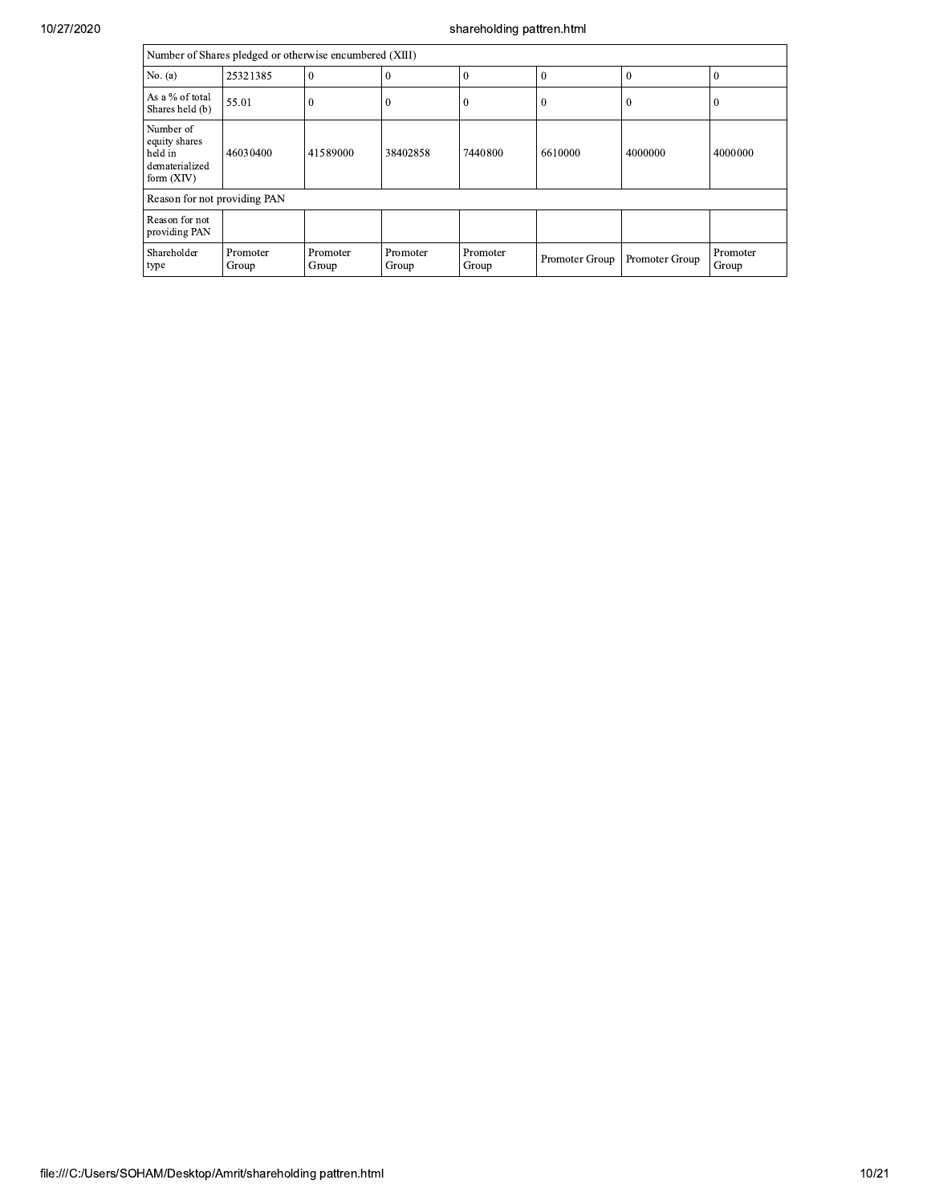| Number of Shares pledged or otherwise encumbered (XIII) | | | | | | | |
|---|---|---|---|---|---|---|---|
| No. (a) | 25321385 | 0 | 0 | 0 | 0 | 0 | 0 |
| As a % of total Shares held (b) | 55.01 | 0 | 0 | 0 | 0 | 0 | 0 |
| Number of equity shares held in dematerialized form (XIV) | 46030400 | 41589000 | 38402858 | 7440800 | 6610000 | 4000000 | 4000000 |
| Reason for not providing PAN | | | | | | | |
| Reason for not providing PAN | | | | | | | |
| Shareholder type | Promoter Group | Promoter Group | Promoter Group | Promoter Group | Promoter Group | Promoter Group | Promoter Group |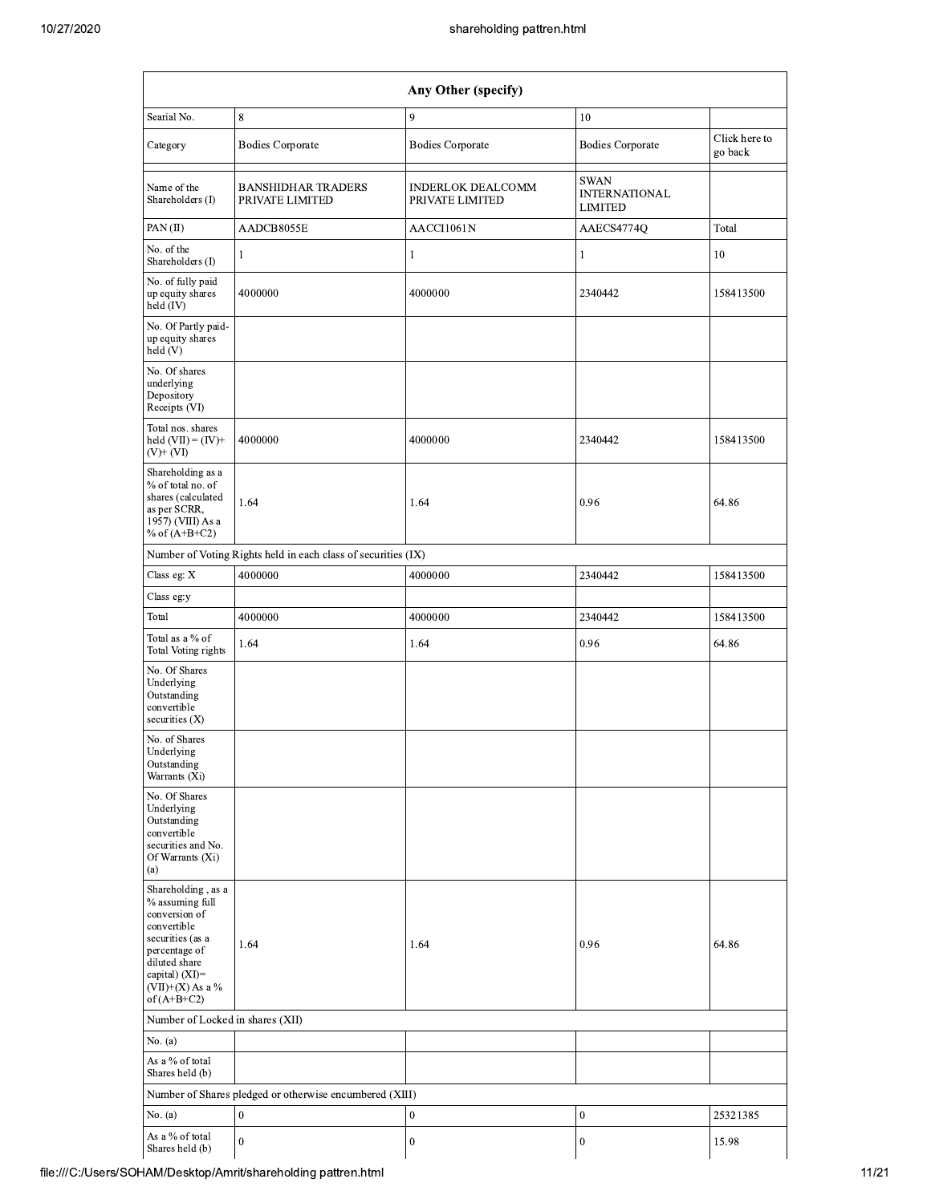| Any Other (specify) | | | | |
|---|---|---|---|---|
| Searial No. | 8 | 9 | 10 | |
| Category | Bodies Corporate | Bodies Corporate | Bodies Corporate | Click here to go back |
| Name of the Shareholders (I) | BANSHIDHAR TRADERS PRIVATE LIMITED | INDERLOK DEALCOMM PRIVATE LIMITED | SWAN INTERNATIONAL LIMITED | |
| PAN (II) | AADCB8055E | AACCI1061N | AAECS4774Q | Total |
| No. of the Shareholders (I) | 1 | 1 | 1 | 10 |
| No. of fully paid up equity shares held (IV) | 4000000 | 4000000 | 2340442 | 158413500 |
| No. Of Partly paid-up equity shares held (V) | | | | |
| No. Of shares underlying Depository Receipts (VI) | | | | |
| Total nos. shares held (VII) = (IV)+ (V)+ (VI) | 4000000 | 4000000 | 2340442 | 158413500 |
| Shareholding as a % of total no. of shares (calculated as per SCRR, 1957) (VIII) As a % of (A+B+C2) | 1.64 | 1.64 | 0.96 | 64.86 |
| Number of Voting Rights held in each class of securities (IX) | | | | |
| Class eg: X | 4000000 | 4000000 | 2340442 | 158413500 |
| Class eg:y | | | | |
| Total | 4000000 | 4000000 | 2340442 | 158413500 |
| Total as a % of Total Voting rights | 1.64 | 1.64 | 0.96 | 64.86 |
| No. Of Shares Underlying Outstanding convertible securities (X) | | | | |
| No. of Shares Underlying Outstanding Warrants (Xi) | | | | |
| No. Of Shares Underlying Outstanding convertible securities and No. Of Warrants (Xi) (a) | | | | |
| Shareholding , as a % assuming full conversion of convertible securities (as a percentage of diluted share capital) (XI)= (VII)+(X) As a % of (A+B+C2) | 1.64 | 1.64 | 0.96 | 64.86 |
| Number of Locked in shares (XII) | | | | |
| No. (a) | | | | |
| As a % of total Shares held (b) | | | | |
| Number of Shares pledged or otherwise encumbered (XIII) | | | | |
| No. (a) | 0 | 0 | 0 | 25321385 |
| As a % of total Shares held (b) | 0 | 0 | 0 | 15.98 |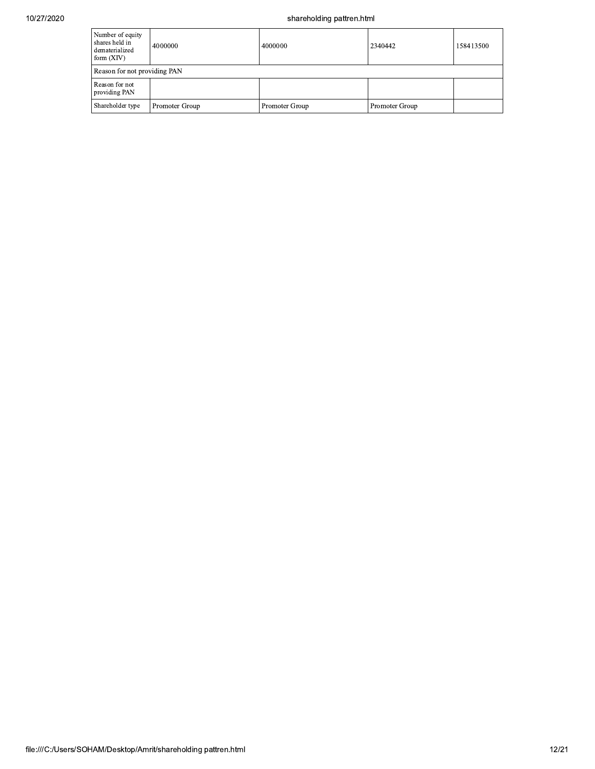| Number of equity shares held in dematerialized form (XIV) | 4000000 | 4000000 | 2340442 | 158413500 |
|---|---|---|---|---|
| Reason for not providing PAN | | | | |
| Reason for not providing PAN | | | | |
| Shareholder type | Promoter Group | Promoter Group | Promoter Group | |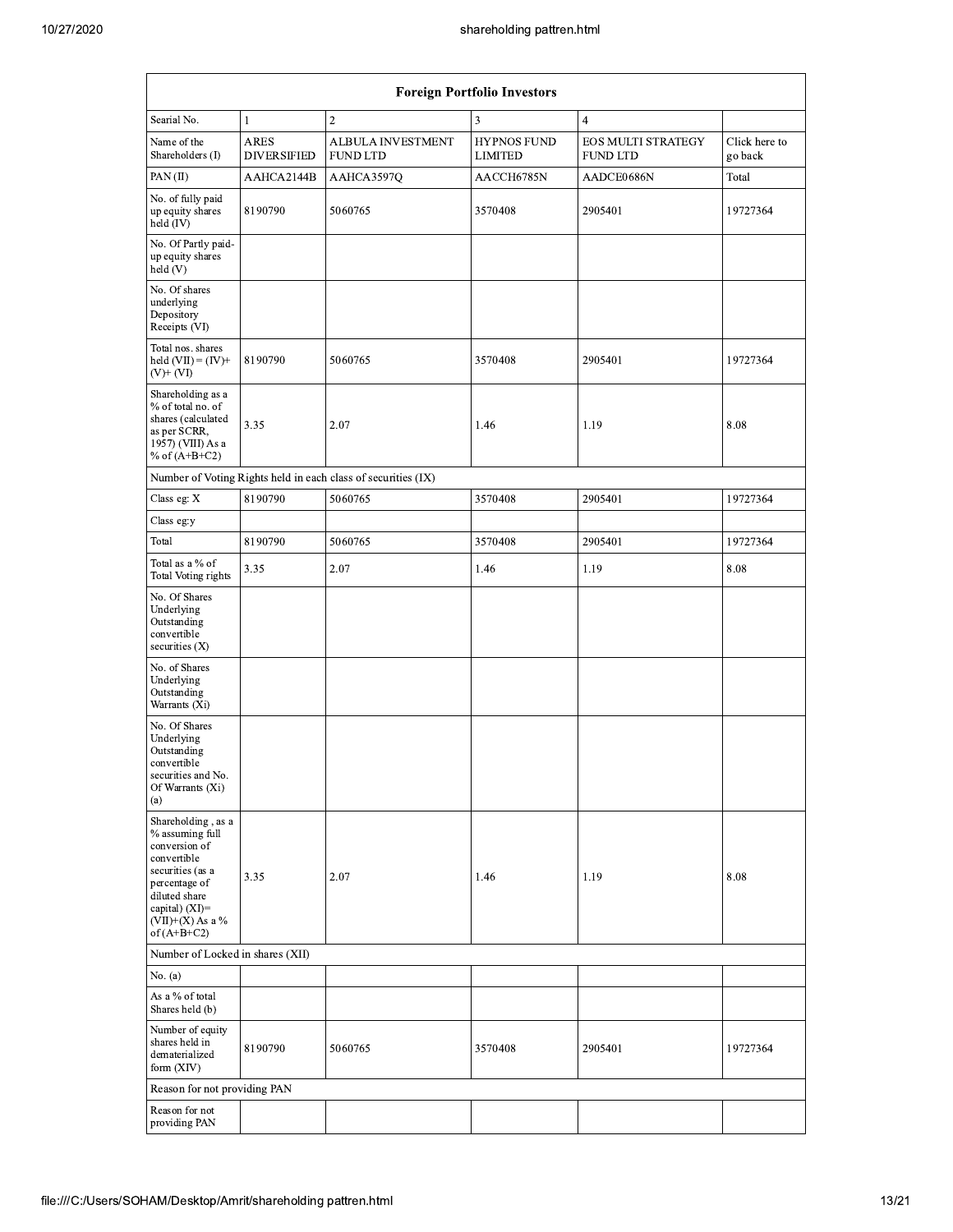| Foreign Portfolio Investors | | | | | |
|---|---|---|---|---|---|
| Searial No. | 1 | 2 | 3 | 4 | |
| Name of the Shareholders (I) | ARES DIVERSIFIED | ALBULA INVESTMENT FUND LTD | HYPNOS FUND LIMITED | EOS MULTI STRATEGY FUND LTD | Click here to go back |
| PAN (II) | AAHCA2144B | AAHCA3597Q | AACCH6785N | AADCE0686N | Total |
| No. of fully paid up equity shares held (IV) | 8190790 | 5060765 | 3570408 | 2905401 | 19727364 |
| No. Of Partly paid-up equity shares held (V) | | | | | |
| No. Of shares underlying Depository Receipts (VI) | | | | | |
| Total nos. shares held (VII) = (IV)+ (V)+ (VI) | 8190790 | 5060765 | 3570408 | 2905401 | 19727364 |
| Shareholding as a % of total no. of shares (calculated as per SCRR, 1957) (VIII) As a % of (A+B+C2) | 3.35 | 2.07 | 1.46 | 1.19 | 8.08 |
| Number of Voting Rights held in each class of securities (IX) | | | | | |
| Class eg: X | 8190790 | 5060765 | 3570408 | 2905401 | 19727364 |
| Class eg:y | | | | | |
| Total | 8190790 | 5060765 | 3570408 | 2905401 | 19727364 |
| Total as a % of Total Voting rights | 3.35 | 2.07 | 1.46 | 1.19 | 8.08 |
| No. Of Shares Underlying Outstanding convertible securities (X) | | | | | |
| No. of Shares Underlying Outstanding Warrants (Xi) | | | | | |
| No. Of Shares Underlying Outstanding convertible securities and No. Of Warrants (Xi) (a) | | | | | |
| Shareholding , as a % assuming full conversion of convertible securities (as a percentage of diluted share capital) (XI)= (VII)+(X) As a % of (A+B+C2) | 3.35 | 2.07 | 1.46 | 1.19 | 8.08 |
| Number of Locked in shares (XII) | | | | | |
| No. (a) | | | | | |
| As a % of total Shares held (b) | | | | | |
| Number of equity shares held in dematerialized form (XIV) | 8190790 | 5060765 | 3570408 | 2905401 | 19727364 |
| Reason for not providing PAN | | | | | |
| Reason for not providing PAN | | | | | |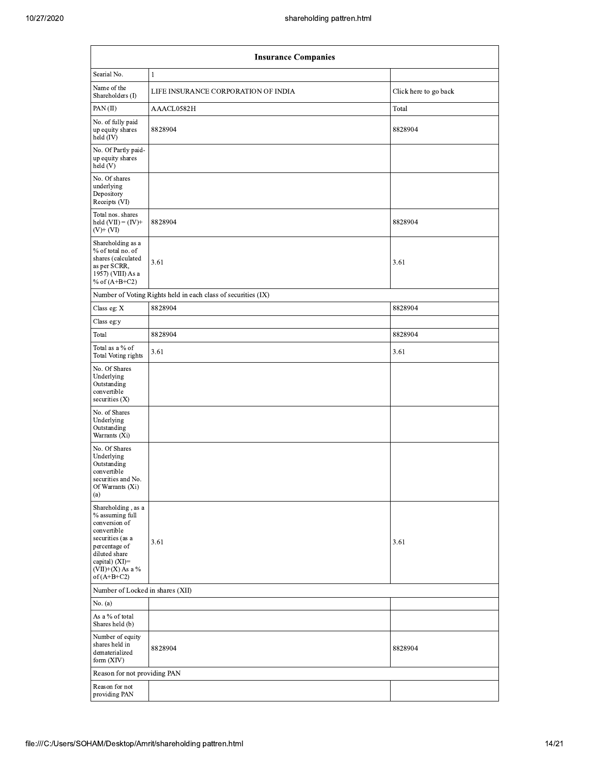| Insurance Companies | | |
|---|---|---|
| Searial No. | 1 | |
| Name of the Shareholders (I) | LIFE INSURANCE CORPORATION OF INDIA | Click here to go back |
| PAN (II) | AAACL0582H | Total |
| No. of fully paid up equity shares held (IV) | 8828904 | 8828904 |
| No. Of Partly paid-up equity shares held (V) | | |
| No. Of shares underlying Depository Receipts (VI) | | |
| Total nos. shares held (VII) = (IV)+ (V)+ (VI) | 8828904 | 8828904 |
| Shareholding as a % of total no. of shares (calculated as per SCRR, 1957) (VIII) As a % of (A+B+C2) | 3.61 | 3.61 |
| Number of Voting Rights held in each class of securities (IX) | | |
| Class eg: X | 8828904 | 8828904 |
| Class eg:y | | |
| Total | 8828904 | 8828904 |
| Total as a % of Total Voting rights | 3.61 | 3.61 |
| No. Of Shares Underlying Outstanding convertible securities (X) | | |
| No. of Shares Underlying Outstanding Warrants (Xi) | | |
| No. Of Shares Underlying Outstanding convertible securities and No. Of Warrants (Xi) (a) | | |
| Shareholding , as a % assuming full conversion of convertible securities (as a percentage of diluted share capital) (XI)= (VII)+(X) As a % of (A+B+C2) | 3.61 | 3.61 |
| Number of Locked in shares (XII) | | |
| No. (a) | | |
| As a % of total Shares held (b) | | |
| Number of equity shares held in dematerialized form (XIV) | 8828904 | 8828904 |
| Reason for not providing PAN | | |
| Reason for not providing PAN | | |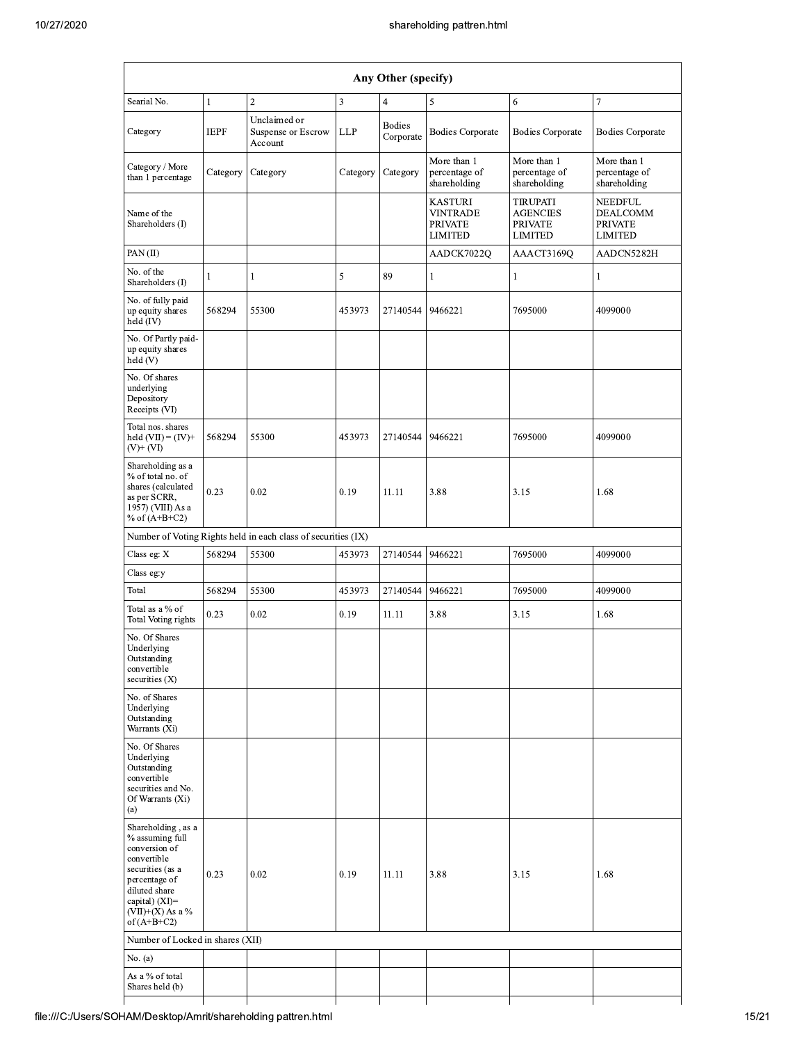| Any Other (specify) | | | | | | | |
|---|---|---|---|---|---|---|---|
| Searial No. | 1 | 2 | 3 | 4 | 5 | 6 | 7 |
| Category | IEPF | Unclaimed or Suspense or Escrow Account | LLP | Bodies Corporate | Bodies Corporate | Bodies Corporate | Bodies Corporate |
| Category / More than 1 percentage | Category | Category | Category | Category | More than 1 percentage of shareholding | More than 1 percentage of shareholding | More than 1 percentage of shareholding |
| Name of the Shareholders (I) | | | | | KASTURI VINTRADE PRIVATE LIMITED | TIRUPATI AGENCIES PRIVATE LIMITED | NEEDFUL DEALCOMM PRIVATE LIMITED |
| PAN (II) | | | | | AADCK7022Q | AAACT3169Q | AADCN5282H |
| No. of the Shareholders (I) | 1 | 1 | 5 | 89 | 1 | 1 | 1 |
| No. of fully paid up equity shares held (IV) | 568294 | 55300 | 453973 | 27140544 | 9466221 | 7695000 | 4099000 |
| No. Of Partly paid-up equity shares held (V) | | | | | | | |
| No. Of shares underlying Depository Receipts (VI) | | | | | | | |
| Total nos. shares held (VII) = (IV)+ (V)+ (VI) | 568294 | 55300 | 453973 | 27140544 | 9466221 | 7695000 | 4099000 |
| Shareholding as a % of total no. of shares (calculated as per SCRR, 1957) (VIII) As a % of (A+B+C2) | 0.23 | 0.02 | 0.19 | 11.11 | 3.88 | 3.15 | 1.68 |
| Number of Voting Rights held in each class of securities (IX) | | | | | | | |
| Class eg: X | 568294 | 55300 | 453973 | 27140544 | 9466221 | 7695000 | 4099000 |
| Class eg:y | | | | | | | |
| Total | 568294 | 55300 | 453973 | 27140544 | 9466221 | 7695000 | 4099000 |
| Total as a % of Total Voting rights | 0.23 | 0.02 | 0.19 | 11.11 | 3.88 | 3.15 | 1.68 |
| No. Of Shares Underlying Outstanding convertible securities (X) | | | | | | | |
| No. of Shares Underlying Outstanding Warrants (Xi) | | | | | | | |
| No. Of Shares Underlying Outstanding convertible securities and No. Of Warrants (Xi) (a) | | | | | | | |
| Shareholding , as a % assuming full conversion of convertible securities (as a percentage of diluted share capital) (XI)= (VII)+(X) As a % of (A+B+C2) | 0.23 | 0.02 | 0.19 | 11.11 | 3.88 | 3.15 | 1.68 |
| Number of Locked in shares (XII) | | | | | | | |
| No. (a) | | | | | | | |
| As a % of total Shares held (b) | | | | | | | |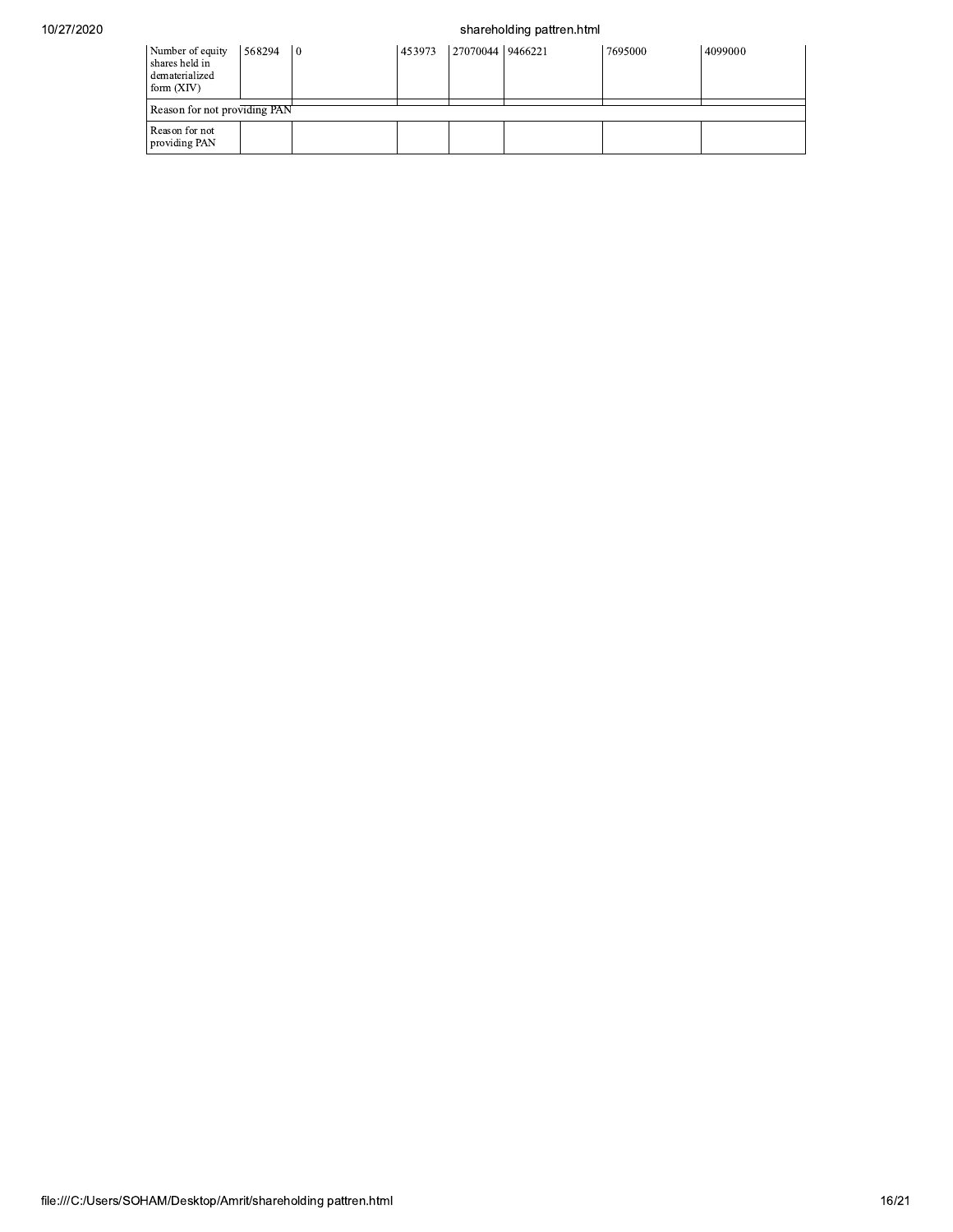| | | | | | | | |
|---|---|---|---|---|---|---|---|
| Number of equity shares held in dematerialized form (XIV) | 568294 | 0 | 453973 | 27070044 | 9466221 | 7695000 | 4099000 |
| Reason for not providing PAN | | | | | | | |
| Reason for not providing PAN | | | | | | | |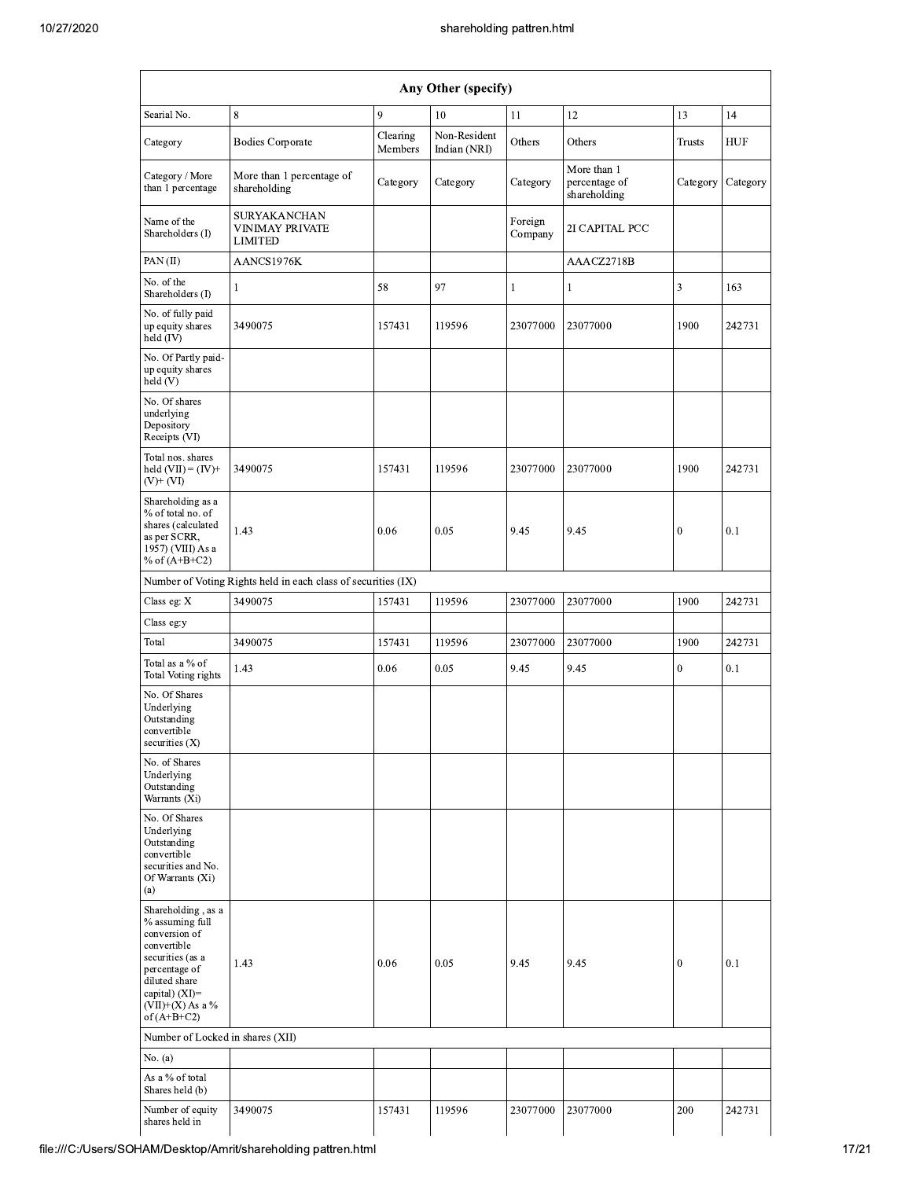| Any Other (specify) | | | | | | | |
|---|---|---|---|---|---|---|---|
| Searial No. | 8 | 9 | 10 | 11 | 12 | 13 | 14 |
| Category | Bodies Corporate | Clearing Members | Non-Resident Indian (NRI) | Others | Others | Trusts | HUF |
| Category / More than 1 percentage | More than 1 percentage of shareholding | Category | Category | Category | More than 1 percentage of shareholding | Category | Category |
| Name of the Shareholders (I) | SURYAKANCHAN VINIMAY PRIVATE LIMITED | | | Foreign Company | 2I CAPITAL PCC | | |
| PAN (II) | AANCS1976K | | | | AAACZ2718B | | |
| No. of the Shareholders (I) | 1 | 58 | 97 | 1 | 1 | 3 | 163 |
| No. of fully paid up equity shares held (IV) | 3490075 | 157431 | 119596 | 23077000 | 23077000 | 1900 | 242731 |
| No. Of Partly paid-up equity shares held (V) | | | | | | | |
| No. Of shares underlying Depository Receipts (VI) | | | | | | | |
| Total nos. shares held (VII) = (IV)+ (V)+ (VI) | 3490075 | 157431 | 119596 | 23077000 | 23077000 | 1900 | 242731 |
| Shareholding as a % of total no. of shares (calculated as per SCRR, 1957) (VIII) As a % of (A+B+C2) | 1.43 | 0.06 | 0.05 | 9.45 | 9.45 | 0 | 0.1 |
| Number of Voting Rights held in each class of securities (IX) | | | | | | | |
| Class eg: X | 3490075 | 157431 | 119596 | 23077000 | 23077000 | 1900 | 242731 |
| Class eg:y | | | | | | | |
| Total | 3490075 | 157431 | 119596 | 23077000 | 23077000 | 1900 | 242731 |
| Total as a % of Total Voting rights | 1.43 | 0.06 | 0.05 | 9.45 | 9.45 | 0 | 0.1 |
| No. Of Shares Underlying Outstanding convertible securities (X) | | | | | | | |
| No. of Shares Underlying Outstanding Warrants (Xi) | | | | | | | |
| No. Of Shares Underlying Outstanding convertible securities and No. Of Warrants (Xi) (a) | | | | | | | |
| Shareholding , as a % assuming full conversion of convertible securities (as a percentage of diluted share capital) (XI)= (VII)+(X) As a % of (A+B+C2) | 1.43 | 0.06 | 0.05 | 9.45 | 9.45 | 0 | 0.1 |
| Number of Locked in shares (XII) | | | | | | | |
| No. (a) | | | | | | | |
| As a % of total Shares held (b) | | | | | | | |
| Number of equity shares held in | 3490075 | 157431 | 119596 | 23077000 | 23077000 | 200 | 242731 |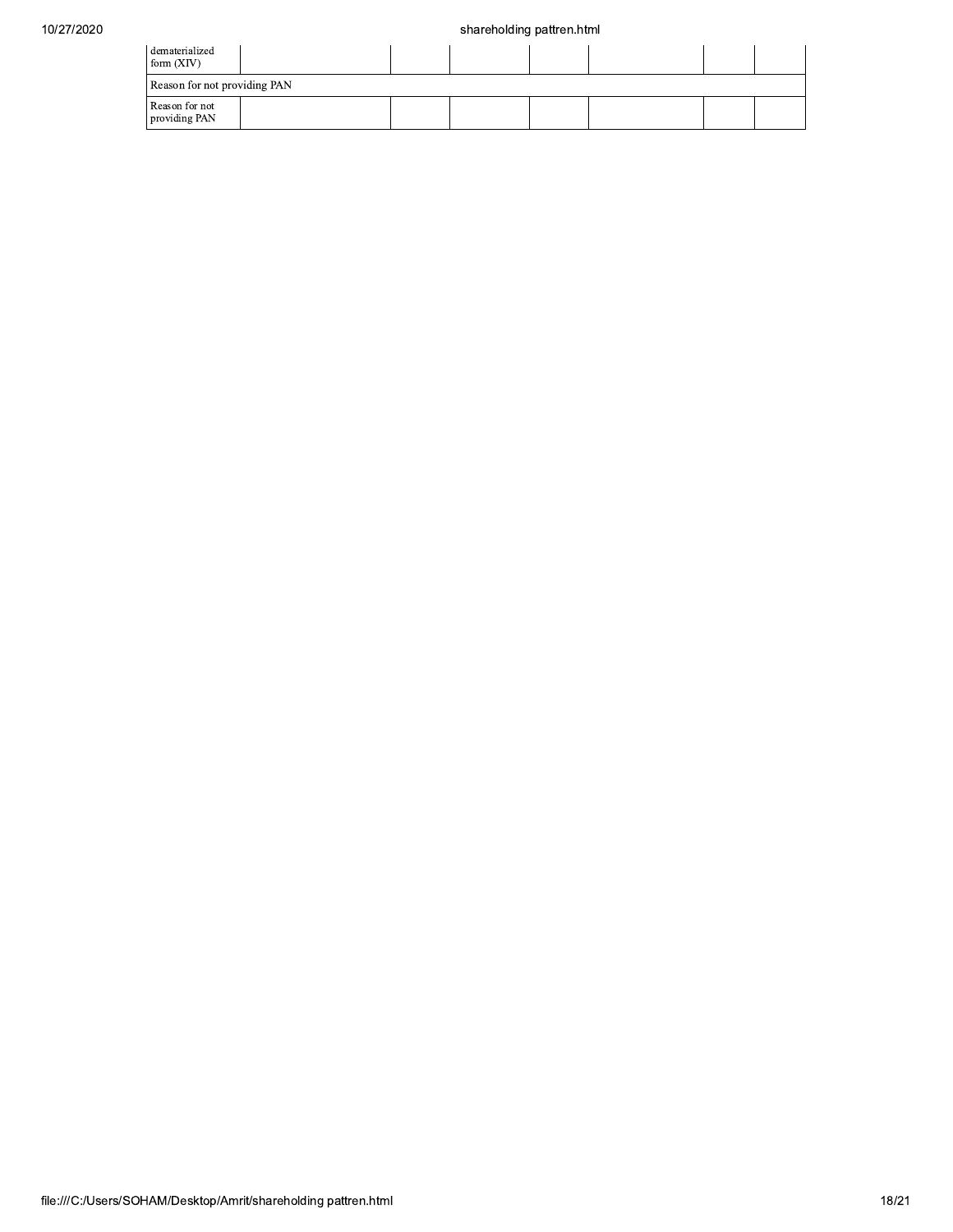| | | | | | | | |
|---|---|---|---|---|---|---|---|
| dematerialized form (XIV) | | | | | | | |
| Reason for not providing PAN | | | | | | | |
| Reason for not providing PAN | | | | | | | |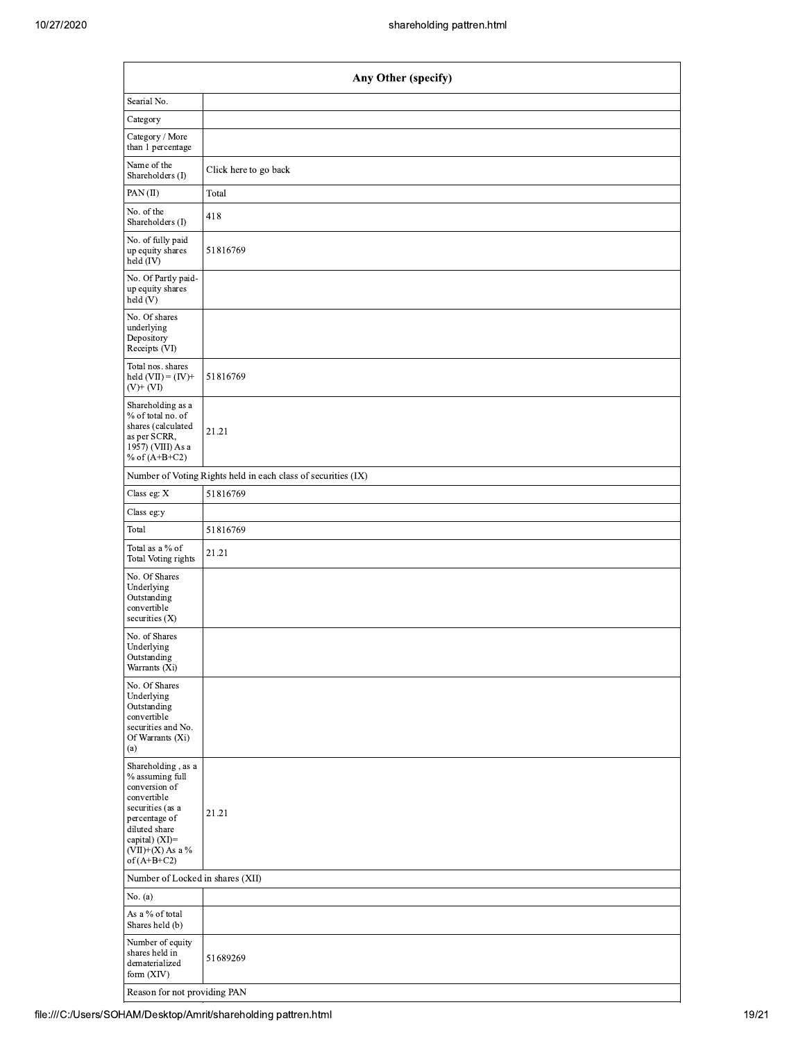| Any Other (specify) | |
|---|---|
| Searial No. | |
| Category | |
| Category / More than 1 percentage | |
| Name of the Shareholders (I) | Click here to go back |
| PAN (II) | Total |
| No. of the Shareholders (I) | 418 |
| No. of fully paid up equity shares held (IV) | 51816769 |
| No. Of Partly paid-up equity shares held (V) | |
| No. Of shares underlying Depository Receipts (VI) | |
| Total nos. shares held (VII) = (IV)+ (V)+ (VI) | 51816769 |
| Shareholding as a % of total no. of shares (calculated as per SCRR, 1957) (VIII) As a % of (A+B+C2) | 21.21 |
| Number of Voting Rights held in each class of securities (IX) | |
| Class eg: X | 51816769 |
| Class eg:y | |
| Total | 51816769 |
| Total as a % of Total Voting rights | 21.21 |
| No. Of Shares Underlying Outstanding convertible securities (X) | |
| No. of Shares Underlying Outstanding Warrants (Xi) | |
| No. Of Shares Underlying Outstanding convertible securities and No. Of Warrants (Xi) (a) | |
| Shareholding , as a % assuming full conversion of convertible securities (as a percentage of diluted share capital) (XI)= (VII)+(X) As a % of (A+B+C2) | 21.21 |
| Number of Locked in shares (XII) | |
| No. (a) | |
| As a % of total Shares held (b) | |
| Number of equity shares held in dematerialized form (XIV) | 51689269 |
| Reason for not providing PAN | |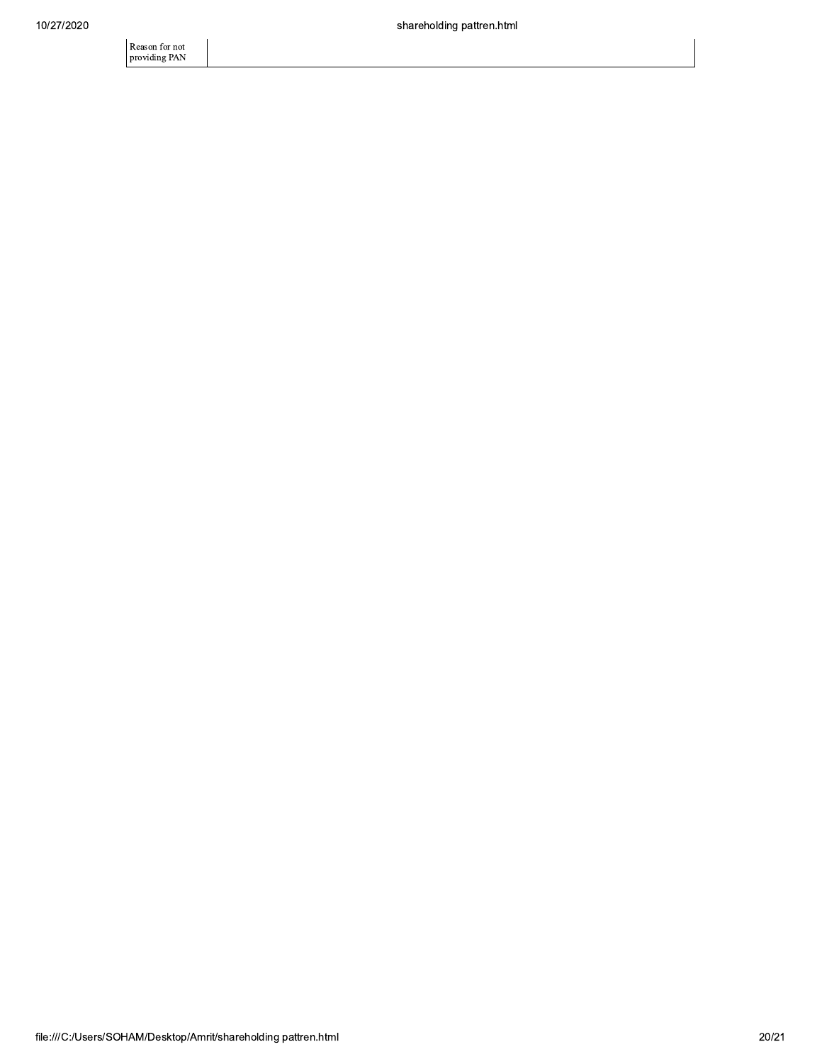| Reason for not providing PAN | |
|---|---|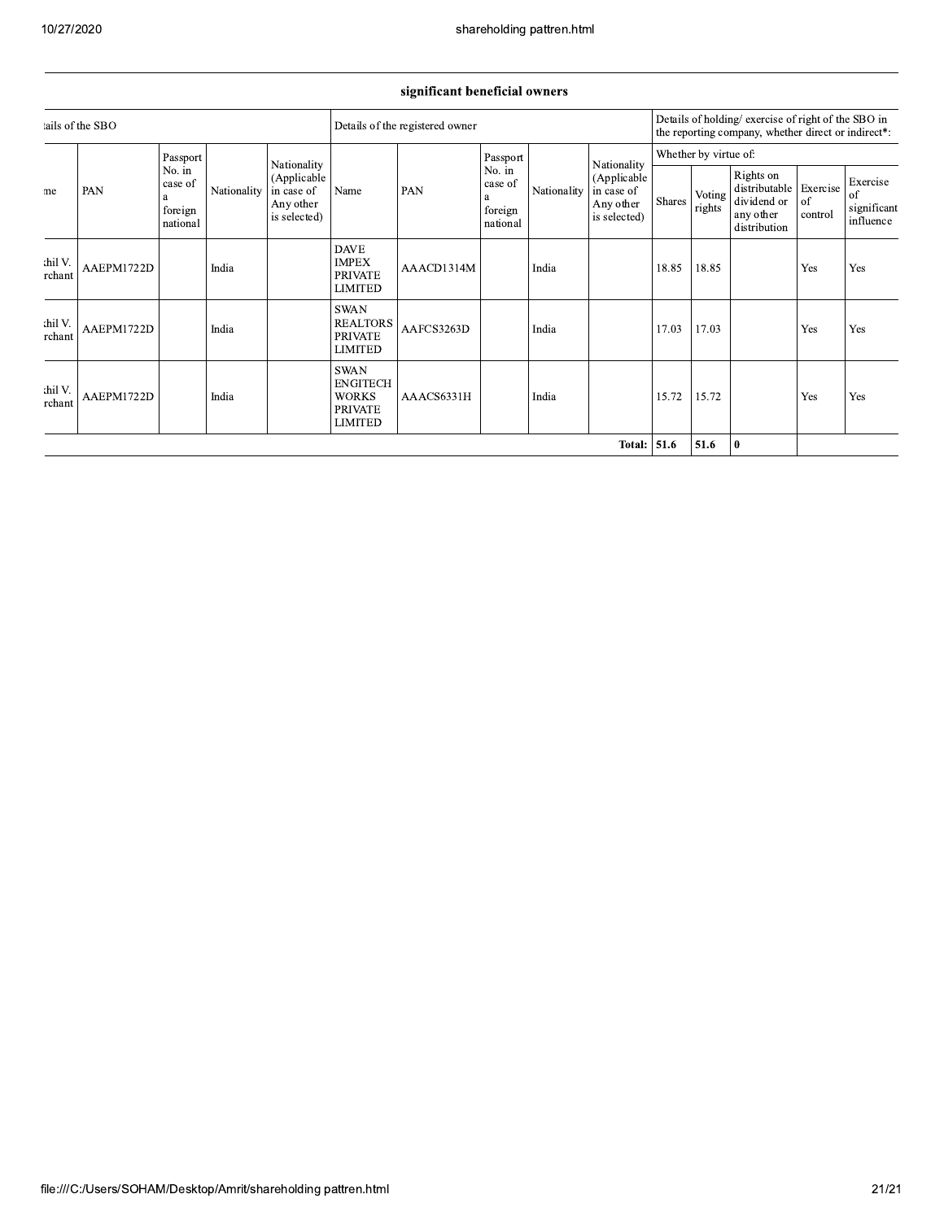## significant beneficial owners

| Details of the SBO | | | | | Details of the registered owner | | | | | Details of holding/ exercise of right of the SBO in the reporting company, whether direct or indirect*: | | | | |
|---|---|---|---|---|---|---|---|---|---|---|---|---|---|---|
| | | | | | | | | | | Whether by virtue of: | | | | |
| Name | PAN | Passport No. in case of a foreign national | Nationality | Nationality (Applicable in case of Any other is selected) | Name | PAN | Passport No. in case of a foreign national | Nationality | Nationality (Applicable in case of Any other is selected) | Shares | Voting rights | Rights on distributable dividend or any other distribution | Exercise of control | Exercise of significant influence |
| :hil V. rchant | AAEPM1722D | | India | | DAVE IMPEX PRIVATE LIMITED | AAACD1314M | | India | | 18.85 | 18.85 | | Yes | Yes |
| :hil V. rchant | AAEPM1722D | | India | | SWAN REALTORS PRIVATE LIMITED | AAFCS3263D | | India | | 17.03 | 17.03 | | Yes | Yes |
| :hil V. rchant | AAEPM1722D | | India | | SWAN ENGITECH WORKS PRIVATE LIMITED | AAACS6331H | | India | | 15.72 | 15.72 | | Yes | Yes |
| | | | | | | | | | **Total:** | **51.6** | **51.6** | **0** | | |